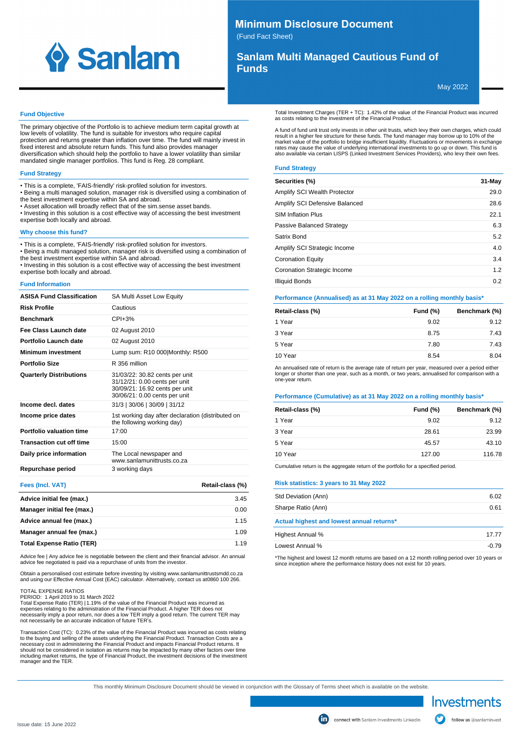# Minimum Disclosure Document

(Fund Fact Sheet)

# Sanlam Multi Managed Cautious Fund of Funds

May 2022

## Fund Objective

The primary objective of the Portfolio is to achieve medium term capital growth at low levels of volatility. The fund is suitable for investors who require capital protection and returns greater than inflation over time. The fund will mainly invest in fixed interest and absolute return funds. This fund also provides manager diversification which should help the portfolio to have a lower volatility than similar mandated single manager portfolios. This fund is Reg. 28 compliant.

## Fund Strategy

- This is a complete, 'FAIS-friendly' risk-profiled solution for investors.
- Being a multi managed solution, manager risk is diversified using a combination of the best investment expertise within SA and abroad.
- Asset allocation will broadly reflect that of the sim.sense asset bands.
- Investing in this solution is a cost effective way of accessing the best investment expertise both locally and abroad.

## Why choose this fund?

- This is a complete, 'FAIS-friendly' risk-profiled solution for investors.
- Being a multi managed solution, manager risk is diversified using a combination of the best investment expertise within SA and abroad.
- Investing in this solution is a cost effective way of accessing the best investment expertise both locally and abroad.

## Fund Information

| | |
|---|---|
| **ASISA Fund Classification** | SA Multi Asset Low Equity |
| **Risk Profile** | Cautious |
| **Benchmark** | CPI+3% |
| **Fee Class Launch date** | 02 August 2010 |
| **Portfolio Launch date** | 02 August 2010 |
| **Minimum investment** | Lump sum: R10 000\|Monthly: R500 |
| **Portfolio Size** | R 356 million |
| **Quarterly Distributions** | 31/03/22: 30.82 cents per unit<br>31/12/21: 0.00 cents per unit<br>30/09/21: 16.92 cents per unit<br>30/06/21: 0.00 cents per unit |
| **Income decl. dates** | 31/3 \| 30/06 \| 30/09 \| 31/12 |
| **Income price dates** | 1st working day after declaration (distributed on the following working day) |
| **Portfolio valuation time** | 17:00 |
| **Transaction cut off time** | 15:00 |
| **Daily price information** | The Local newspaper and www.sanlamunittrusts.co.za |
| **Repurchase period** | 3 working days |

## Fees (Incl. VAT)

| Fees (Incl. VAT) | Retail-class (%) |
|---|---|
| **Advice initial fee (max.)** | 3.45 |
| **Manager initial fee (max.)** | 0.00 |
| **Advice annual fee (max.)** | 1.15 |
| **Manager annual fee (max.)** | 1.09 |
| **Total Expense Ratio (TER)** | 1.19 |

Advice fee | Any advice fee is negotiable between the client and their financial advisor. An annual advice fee negotiated is paid via a repurchase of units from the investor.

Obtain a personalised cost estimate before investing by visiting www.sanlamunittrustsmdd.co.za and using our Effective Annual Cost (EAC) calculator. Alternatively, contact us at0860 100 266.

TOTAL EXPENSE RATIOS
PERIOD: 1 April 2019 to 31 March 2022
Total Expense Ratio (TER) | 1.19% of the value of the Financial Product was incurred as expenses relating to the administration of the Financial Product. A higher TER does not necessarily imply a poor return, nor does a low TER imply a good return. The current TER may not necessarily be an accurate indication of future TER's.

Transaction Cost (TC): 0.23% of the value of the Financial Product was incurred as costs relating to the buying and selling of the assets underlying the Financial Product. Transaction Costs are a necessary cost in administering the Financial Product and impacts Financial Product returns. It should not be considered in isolation as returns may be impacted by many other factors over time including market returns, the type of Financial Product, the investment decisions of the investment manager and the TER.

Total Investment Charges (TER + TC): 1.42% of the value of the Financial Product was incurred as costs relating to the investment of the Financial Product.

A fund of fund unit trust only invests in other unit trusts, which levy their own charges, which could result in a higher fee structure for these funds. The fund manager may borrow up to 10% of the market value of the portfolio to bridge insufficient liquidity. Fluctuations or movements in exchange rates may cause the value of underlying international investments to go up or down. This fund is also available via certain LISPS (Linked Investment Services Providers), who levy their own fees.

## Fund Strategy

| Securities (%) | 31-May |
|---|---|
| Amplify SCI Wealth Protector | 29.0 |
| Amplify SCI Defensive Balanced | 28.6 |
| SIM Inflation Plus | 22.1 |
| Passive Balanced Strategy | 6.3 |
| Satrix Bond | 5.2 |
| Amplify SCI Strategic Income | 4.0 |
| Coronation Equity | 3.4 |
| Coronation Strategic Income | 1.2 |
| Illiquid Bonds | 0.2 |

## Performance (Annualised) as at 31 May 2022 on a rolling monthly basis*

| Retail-class (%) | Fund (%) | Benchmark (%) |
|---|---|---|
| 1 Year | 9.02 | 9.12 |
| 3 Year | 8.75 | 7.43 |
| 5 Year | 7.80 | 7.43 |
| 10 Year | 8.54 | 8.04 |

An annualised rate of return is the average rate of return per year, measured over a period either longer or shorter than one year, such as a month, or two years, annualised for comparison with a one-year return.

## Performance (Cumulative) as at 31 May 2022 on a rolling monthly basis*

| Retail-class (%) | Fund (%) | Benchmark (%) |
|---|---|---|
| 1 Year | 9.02 | 9.12 |
| 3 Year | 28.61 | 23.99 |
| 5 Year | 45.57 | 43.10 |
| 10 Year | 127.00 | 116.78 |

Cumulative return is the aggregate return of the portfolio for a specified period.

## Risk statistics: 3 years to 31 May 2022

| | |
|---|---|
| Std Deviation (Ann) | 6.02 |
| Sharpe Ratio (Ann) | 0.61 |

## Actual highest and lowest annual returns*

| | |
|---|---|
| Highest Annual % | 17.77 |
| Lowest Annual % | -0.79 |

*The highest and lowest 12 month returns are based on a 12 month rolling period over 10 years or since inception where the performance history does not exist for 10 years.

This monthly Minimum Disclosure Document should be viewed in conjunction with the Glossary of Terms sheet which is available on the website.

Issue date: 15 June 2022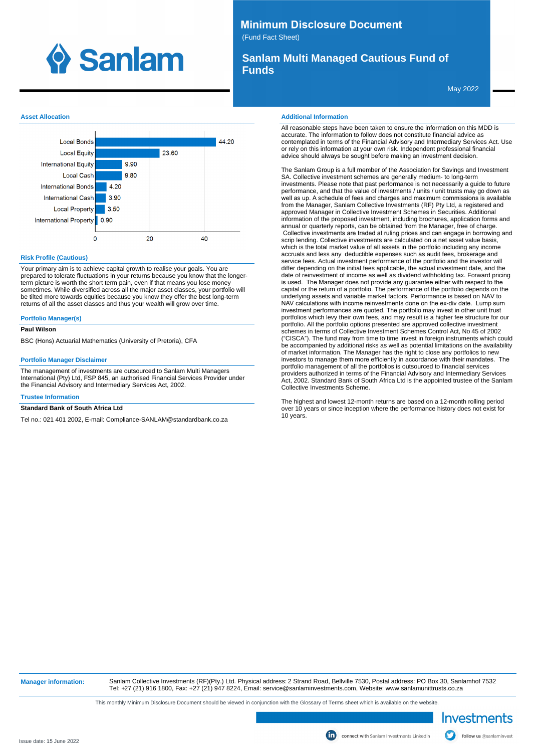# Minimum Disclosure Document

(Fund Fact Sheet)

## Sanlam Multi Managed Cautious Fund of Funds

May 2022

### Asset Allocation

Local Bonds 44.20
Local Equity 23.60
International Equity 9.90
Local Cash 9.80
International Bonds 4.20
International Cash 3.90
Local Property 3.50
International Property 0.90

0
20
40

### Risk Profile (Cautious)

Your primary aim is to achieve capital growth to realise your goals. You are prepared to tolerate fluctuations in your returns because you know that the longer-term picture is worth the short term pain, even if that means you lose money sometimes. While diversified across all the major asset classes, your portfolio will be tilted more towards equities because you know they offer the best long-term returns of all the asset classes and thus your wealth will grow over time.

### Portfolio Manager(s)

**Paul Wilson**

BSC (Hons) Actuarial Mathematics (University of Pretoria), CFA

### Portfolio Manager Disclaimer

The management of investments are outsourced to Sanlam Multi Managers International (Pty) Ltd, FSP 845, an authorised Financial Services Provider under the Financial Advisory and Intermediary Services Act, 2002.

### Trustee Information

**Standard Bank of South Africa Ltd**

Tel no.: 021 401 2002, E-mail: Compliance-SANLAM@standardbank.co.za

### Additional Information

All reasonable steps have been taken to ensure the information on this MDD is accurate. The information to follow does not constitute financial advice as contemplated in terms of the Financial Advisory and Intermediary Services Act. Use or rely on this information at your own risk. Independent professional financial advice should always be sought before making an investment decision.

The Sanlam Group is a full member of the Association for Savings and Investment SA. Collective investment schemes are generally medium- to long-term investments. Please note that past performance is not necessarily a guide to future performance, and that the value of investments / units / unit trusts may go down as well as up. A schedule of fees and charges and maximum commissions is available from the Manager, Sanlam Collective Investments (RF) Pty Ltd, a registered and approved Manager in Collective Investment Schemes in Securities. Additional information of the proposed investment, including brochures, application forms and annual or quarterly reports, can be obtained from the Manager, free of charge. Collective investments are traded at ruling prices and can engage in borrowing and scrip lending. Collective investments are calculated on a net asset value basis, which is the total market value of all assets in the portfolio including any income accruals and less any deductible expenses such as audit fees, brokerage and service fees. Actual investment performance of the portfolio and the investor will differ depending on the initial fees applicable, the actual investment date, and the date of reinvestment of income as well as dividend withholding tax. Forward pricing is used. The Manager does not provide any guarantee either with respect to the capital or the return of a portfolio. The performance of the portfolio depends on the underlying assets and variable market factors. Performance is based on NAV to NAV calculations with income reinvestments done on the ex-div date. Lump sum investment performances are quoted. The portfolio may invest in other unit trust portfolios which levy their own fees, and may result is a higher fee structure for our portfolio. All the portfolio options presented are approved collective investment schemes in terms of Collective Investment Schemes Control Act, No 45 of 2002 ("CISCA"). The fund may from time to time invest in foreign instruments which could be accompanied by additional risks as well as potential limitations on the availability of market information. The Manager has the right to close any portfolios to new investors to manage them more efficiently in accordance with their mandates. The portfolio management of all the portfolios is outsourced to financial services providers authorized in terms of the Financial Advisory and Intermediary Services Act, 2002. Standard Bank of South Africa Ltd is the appointed trustee of the Sanlam Collective Investments Scheme.

The highest and lowest 12-month returns are based on a 12-month rolling period over 10 years or since inception where the performance history does not exist for 10 years.

**Manager information:** Sanlam Collective Investments (RF)(Pty.) Ltd. Physical address: 2 Strand Road, Bellville 7530, Postal address: PO Box 30, Sanlamhof 7532 Tel: +27 (21) 916 1800, Fax: +27 (21) 947 8224, Email: service@sanlaminvestments.com, Website: www.sanlamunittrusts.co.za

This monthly Minimum Disclosure Document should be viewed in conjunction with the Glossary of Terms sheet which is available on the website.

Issue date: 15 June 2022

connect with Sanlam Investments LinkedIn    follow us @sanlaminvest